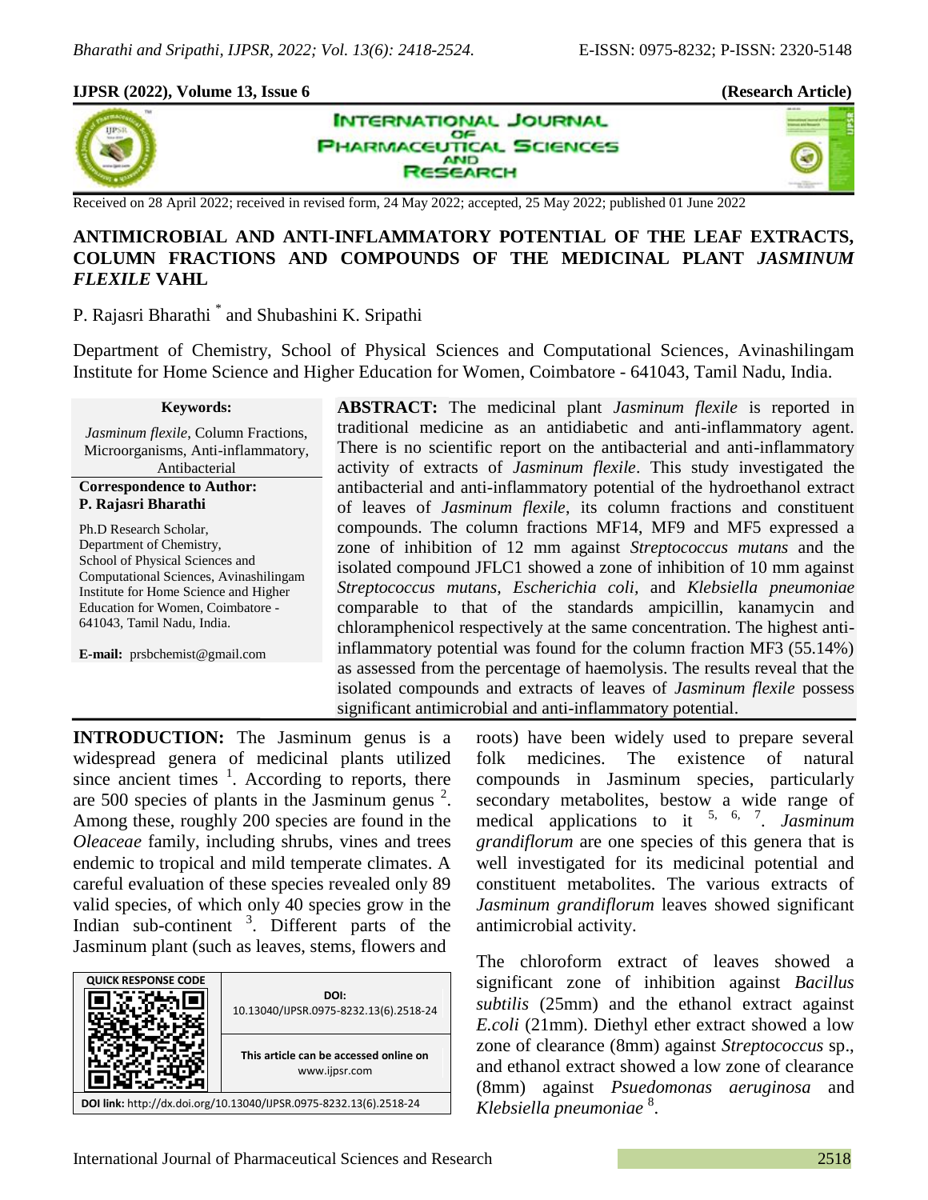**(Research Article)**

Received on 28 April 2022; received in revised form, 24 May 2022; accepted, 25 May 2022; published 01 June 2022

# ANTIMICROBIAL AND ANTI-INFLAMMATORY POTENTIAL OF THE LEAF EXTRACTS, COLUMN FRACTIONS AND COMPOUNDS OF THE MEDICINAL PLANT *JASMINUM FLEXILE* VAHL

P. Rajasri Bharathi [*] and Shubashini K. Sripathi

Department of Chemistry, School of Physical Sciences and Computational Sciences, Avinashilingam Institute for Home Science and Higher Education for Women, Coimbatore - 641043, Tamil Nadu, India.

**Keywords:**

*Jasminum flexile*, Column Fractions, Microorganisms, Anti-inflammatory, Antibacterial

**Correspondence to Author:**
**P. Rajasri Bharathi**

Ph.D Research Scholar,
Department of Chemistry,
School of Physical Sciences and Computational Sciences, Avinashilingam Institute for Home Science and Higher Education for Women, Coimbatore - 641043, Tamil Nadu, India.

**E-mail:** prsbchemist@gmail.com

**ABSTRACT:** The medicinal plant *Jasminum flexile* is reported in traditional medicine as an antidiabetic and anti-inflammatory agent. There is no scientific report on the antibacterial and anti-inflammatory activity of extracts of *Jasminum flexile*. This study investigated the antibacterial and anti-inflammatory potential of the hydroethanol extract of leaves of *Jasminum flexile*, its column fractions and constituent compounds. The column fractions MF14, MF9 and MF5 expressed a zone of inhibition of 12 mm against *Streptococcus mutans* and the isolated compound JFLC1 showed a zone of inhibition of 10 mm against *Streptococcus mutans, Escherichia coli*, and *Klebsiella pneumoniae* comparable to that of the standards ampicillin, kanamycin and chloramphenicol respectively at the same concentration. The highest anti-inflammatory potential was found for the column fraction MF3 (55.14%) as assessed from the percentage of haemolysis. The results reveal that the isolated compounds and extracts of leaves of *Jasminum flexile* possess significant antimicrobial and anti-inflammatory potential.

| QUICK RESPONSE CODE | DOI: 10.13040/IJPSR.0975-8232.13(6).2518-24 |
|---|---|
| | This article can be accessed online on www.ijpsr.com |

DOI link: http://dx.doi.org/10.13040/IJPSR.0975-8232.13(6).2518-24

**INTRODUCTION:** The Jasminum genus is a widespread genera of medicinal plants utilized since ancient times [1]. According to reports, there are 500 species of plants in the Jasminum genus [2]. Among these, roughly 200 species are found in the *Oleaceae* family, including shrubs, vines and trees endemic to tropical and mild temperate climates. A careful evaluation of these species revealed only 89 valid species, of which only 40 species grow in the Indian sub-continent [3]. Different parts of the Jasminum plant (such as leaves, stems, flowers and roots) have been widely used to prepare several folk medicines. The existence of natural compounds in Jasminum species, particularly secondary metabolites, bestow a wide range of medical applications to it [5, 6, 7]. *Jasminum grandiflorum* are one species of this genera that is well investigated for its medicinal potential and constituent metabolites. The various extracts of *Jasminum grandiflorum* leaves showed significant antimicrobial activity.

The chloroform extract of leaves showed a significant zone of inhibition against *Bacillus subtilis* (25mm) and the ethanol extract against *E.coli* (21mm). Diethyl ether extract showed a low zone of clearance (8mm) against *Streptococcus* sp., and ethanol extract showed a low zone of clearance (8mm) against *Psuedomonas aeruginosa* and *Klebsiella pneumoniae* [8].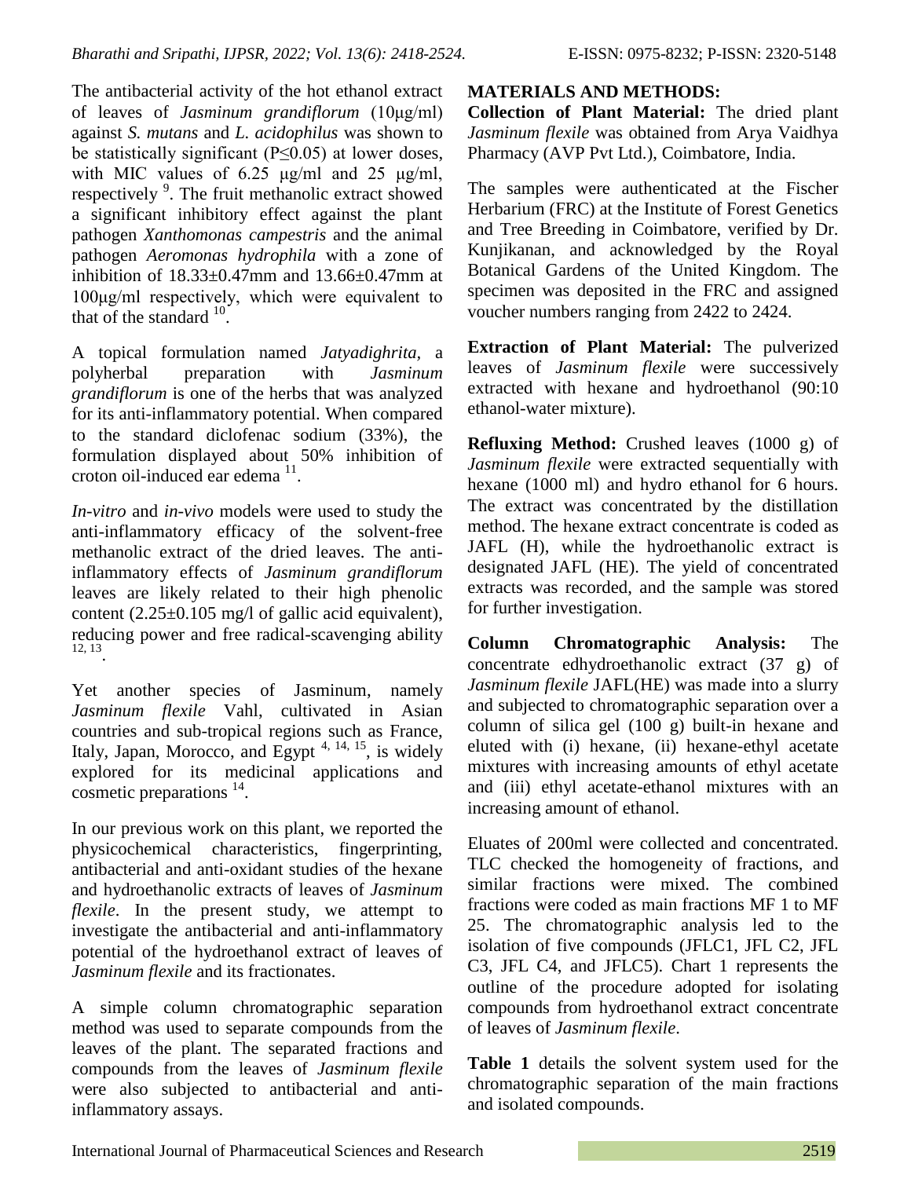The antibacterial activity of the hot ethanol extract of leaves of *Jasminum grandiflorum* (10μg/ml) against *S. mutans* and *L. acidophilus* was shown to be statistically significant (P≤0.05) at lower doses, with MIC values of 6.25 μg/ml and 25 μg/ml, respectively [9]. The fruit methanolic extract showed a significant inhibitory effect against the plant pathogen *Xanthomonas campestris* and the animal pathogen *Aeromonas hydrophila* with a zone of inhibition of 18.33±0.47mm and 13.66±0.47mm at 100μg/ml respectively, which were equivalent to that of the standard [10].

A topical formulation named *Jatyadighrita*, a polyherbal preparation with *Jasminum grandiflorum* is one of the herbs that was analyzed for its anti-inflammatory potential. When compared to the standard diclofenac sodium (33%), the formulation displayed about 50% inhibition of croton oil-induced ear edema [11].

*In-vitro* and *in-vivo* models were used to study the anti-inflammatory efficacy of the solvent-free methanolic extract of the dried leaves. The anti-inflammatory effects of *Jasminum grandiflorum* leaves are likely related to their high phenolic content (2.25±0.105 mg/l of gallic acid equivalent), reducing power and free radical-scavenging ability [12, 13].

Yet another species of Jasminum, namely *Jasminum flexile* Vahl, cultivated in Asian countries and sub-tropical regions such as France, Italy, Japan, Morocco, and Egypt [4, 14, 15], is widely explored for its medicinal applications and cosmetic preparations [14].

In our previous work on this plant, we reported the physicochemical characteristics, fingerprinting, antibacterial and anti-oxidant studies of the hexane and hydroethanolic extracts of leaves of *Jasminum flexile*. In the present study, we attempt to investigate the antibacterial and anti-inflammatory potential of the hydroethanol extract of leaves of *Jasminum flexile* and its fractionates.

A simple column chromatographic separation method was used to separate compounds from the leaves of the plant. The separated fractions and compounds from the leaves of *Jasminum flexile* were also subjected to antibacterial and anti-inflammatory assays.

## MATERIALS AND METHODS:

**Collection of Plant Material:** The dried plant *Jasminum flexile* was obtained from Arya Vaidhya Pharmacy (AVP Pvt Ltd.), Coimbatore, India.

The samples were authenticated at the Fischer Herbarium (FRC) at the Institute of Forest Genetics and Tree Breeding in Coimbatore, verified by Dr. Kunjikanan, and acknowledged by the Royal Botanical Gardens of the United Kingdom. The specimen was deposited in the FRC and assigned voucher numbers ranging from 2422 to 2424.

**Extraction of Plant Material:** The pulverized leaves of *Jasminum flexile* were successively extracted with hexane and hydroethanol (90:10 ethanol-water mixture).

**Refluxing Method:** Crushed leaves (1000 g) of *Jasminum flexile* were extracted sequentially with hexane (1000 ml) and hydro ethanol for 6 hours. The extract was concentrated by the distillation method. The hexane extract concentrate is coded as JAFL (H), while the hydroethanolic extract is designated JAFL (HE). The yield of concentrated extracts was recorded, and the sample was stored for further investigation.

**Column Chromatographic Analysis:** The concentrate edhydroethanolic extract (37 g) of *Jasminum flexile* JAFL(HE) was made into a slurry and subjected to chromatographic separation over a column of silica gel (100 g) built-in hexane and eluted with (i) hexane, (ii) hexane-ethyl acetate mixtures with increasing amounts of ethyl acetate and (iii) ethyl acetate-ethanol mixtures with an increasing amount of ethanol.

Eluates of 200ml were collected and concentrated. TLC checked the homogeneity of fractions, and similar fractions were mixed. The combined fractions were coded as main fractions MF 1 to MF 25. The chromatographic analysis led to the isolation of five compounds (JFLC1, JFL C2, JFL C3, JFL C4, and JFLC5). Chart 1 represents the outline of the procedure adopted for isolating compounds from hydroethanol extract concentrate of leaves of *Jasminum flexile*.

**Table 1** details the solvent system used for the chromatographic separation of the main fractions and isolated compounds.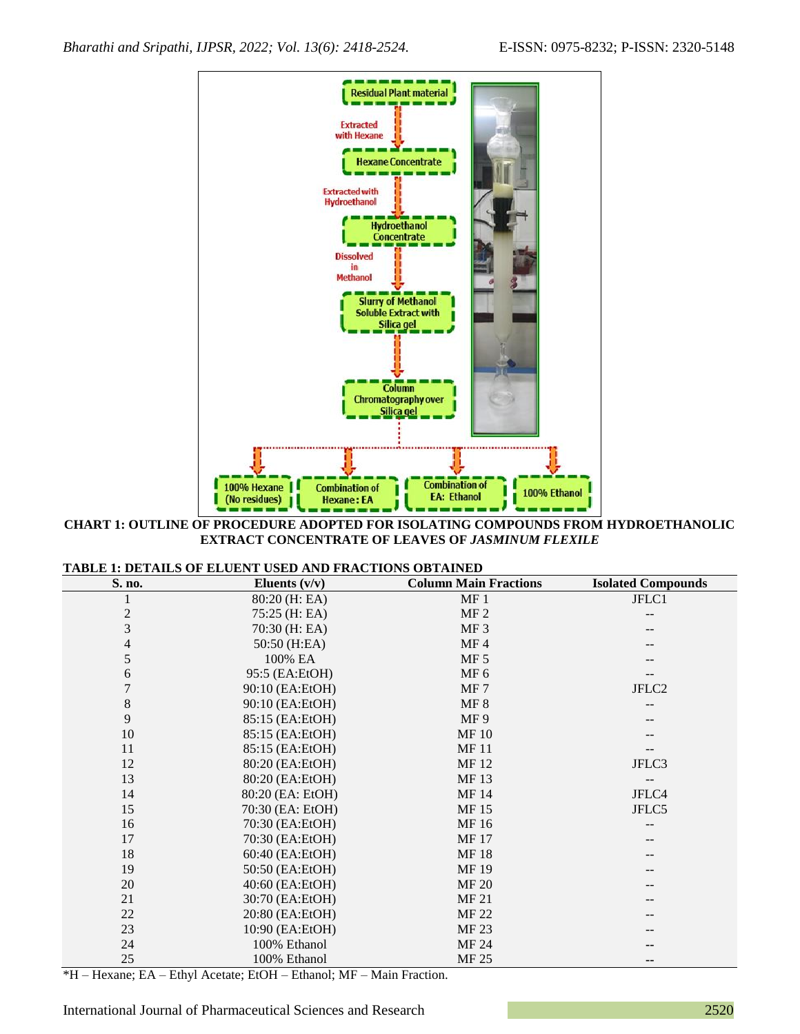**CHART 1: OUTLINE OF PROCEDURE ADOPTED FOR ISOLATING COMPOUNDS FROM HYDROETHANOLIC EXTRACT CONCENTRATE OF LEAVES OF *JASMINUM FLEXILE***

**TABLE 1: DETAILS OF ELUENT USED AND FRACTIONS OBTAINED**

| S. no. | Eluents (v/v) | Column Main Fractions | Isolated Compounds |
|---|---|---|---|
| 1 | 80:20 (H: EA) | MF 1 | JFLC1 |
| 2 | 75:25 (H: EA) | MF 2 | -- |
| 3 | 70:30 (H: EA) | MF 3 | -- |
| 4 | 50:50 (H:EA) | MF 4 | -- |
| 5 | 100% EA | MF 5 | -- |
| 6 | 95:5 (EA:EtOH) | MF 6 | -- |
| 7 | 90:10 (EA:EtOH) | MF 7 | JFLC2 |
| 8 | 90:10 (EA:EtOH) | MF 8 | -- |
| 9 | 85:15 (EA:EtOH) | MF 9 | -- |
| 10 | 85:15 (EA:EtOH) | MF 10 | -- |
| 11 | 85:15 (EA:EtOH) | MF 11 | -- |
| 12 | 80:20 (EA:EtOH) | MF 12 | JFLC3 |
| 13 | 80:20 (EA:EtOH) | MF 13 | -- |
| 14 | 80:20 (EA: EtOH) | MF 14 | JFLC4 |
| 15 | 70:30 (EA: EtOH) | MF 15 | JFLC5 |
| 16 | 70:30 (EA:EtOH) | MF 16 | -- |
| 17 | 70:30 (EA:EtOH) | MF 17 | -- |
| 18 | 60:40 (EA:EtOH) | MF 18 | -- |
| 19 | 50:50 (EA:EtOH) | MF 19 | -- |
| 20 | 40:60 (EA:EtOH) | MF 20 | -- |
| 21 | 30:70 (EA:EtOH) | MF 21 | -- |
| 22 | 20:80 (EA:EtOH) | MF 22 | -- |
| 23 | 10:90 (EA:EtOH) | MF 23 | -- |
| 24 | 100% Ethanol | MF 24 | -- |
| 25 | 100% Ethanol | MF 25 | -- |

*H – Hexane; EA – Ethyl Acetate; EtOH – Ethanol; MF – Main Fraction.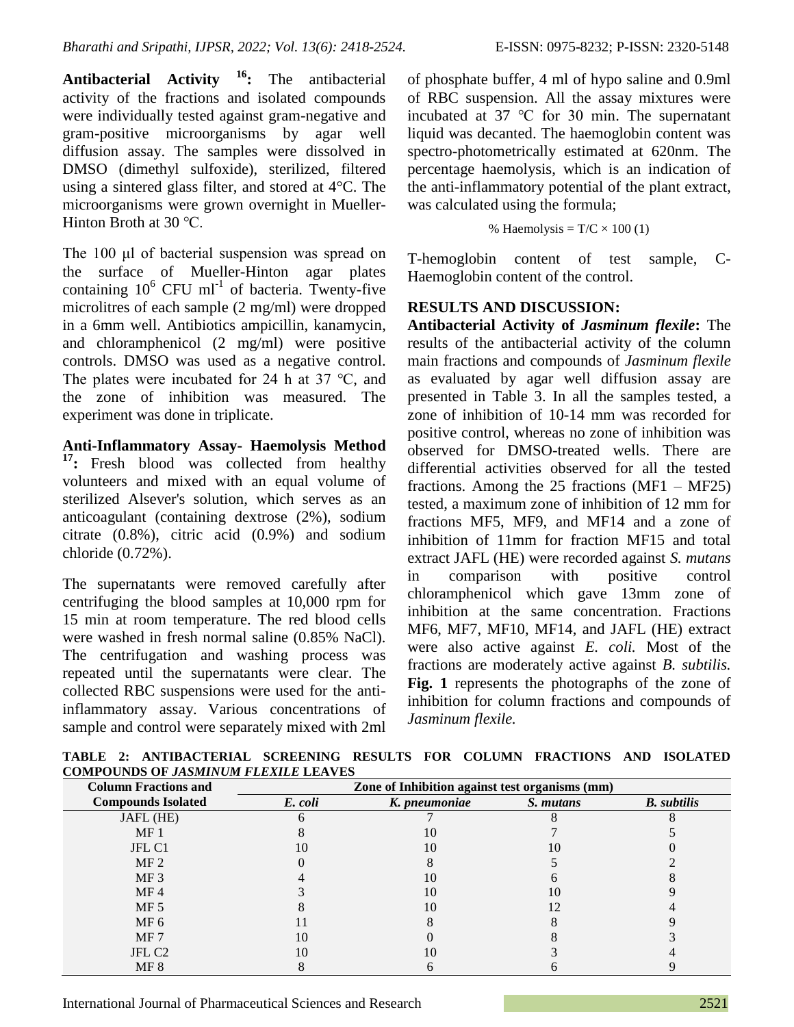**Antibacterial Activity [16]:** The antibacterial activity of the fractions and isolated compounds were individually tested against gram-negative and gram-positive microorganisms by agar well diffusion assay. The samples were dissolved in DMSO (dimethyl sulfoxide), sterilized, filtered using a sintered glass filter, and stored at 4°C. The microorganisms were grown overnight in Mueller-Hinton Broth at 30 ℃.

The 100 μl of bacterial suspension was spread on the surface of Mueller-Hinton agar plates containing $10^6$ CFU $ml^{-1}$ of bacteria. Twenty-five microlitres of each sample (2 mg/ml) were dropped in a 6mm well. Antibiotics ampicillin, kanamycin, and chloramphenicol (2 mg/ml) were positive controls. DMSO was used as a negative control. The plates were incubated for 24 h at 37 ℃, and the zone of inhibition was measured. The experiment was done in triplicate.

**Anti-Inflammatory Assay- Haemolysis Method [17]:** Fresh blood was collected from healthy volunteers and mixed with an equal volume of sterilized Alsever's solution, which serves as an anticoagulant (containing dextrose (2%), sodium citrate (0.8%), citric acid (0.9%) and sodium chloride (0.72%).

The supernatants were removed carefully after centrifuging the blood samples at 10,000 rpm for 15 min at room temperature. The red blood cells were washed in fresh normal saline (0.85% NaCl). The centrifugation and washing process was repeated until the supernatants were clear. The collected RBC suspensions were used for the anti-inflammatory assay. Various concentrations of sample and control were separately mixed with 2ml of phosphate buffer, 4 ml of hypo saline and 0.9ml of RBC suspension. All the assay mixtures were incubated at 37 ℃ for 30 min. The supernatant liquid was decanted. The haemoglobin content was spectro-photometrically estimated at 620nm. The percentage haemolysis, which is an indication of the anti-inflammatory potential of the plant extract, was calculated using the formula;

$$\% \text{ Haemolysis} = T/C \times 100 \quad (1)$$

T-hemoglobin content of test sample, C-Haemoglobin content of the control.

## RESULTS AND DISCUSSION:

**Antibacterial Activity of *Jasminum flexile*:** The results of the antibacterial activity of the column main fractions and compounds of *Jasminum flexile* as evaluated by agar well diffusion assay are presented in Table 3. In all the samples tested, a zone of inhibition of 10-14 mm was recorded for positive control, whereas no zone of inhibition was observed for DMSO-treated wells. There are differential activities observed for all the tested fractions. Among the 25 fractions (MF1 – MF25) tested, a maximum zone of inhibition of 12 mm for fractions MF5, MF9, and MF14 and a zone of inhibition of 11mm for fraction MF15 and total extract JAFL (HE) were recorded against *S. mutans* in comparison with positive control chloramphenicol which gave 13mm zone of inhibition at the same concentration. Fractions MF6, MF7, MF10, MF14, and JAFL (HE) extract were also active against *E. coli.* Most of the fractions are moderately active against *B. subtilis.* **Fig. 1** represents the photographs of the zone of inhibition for column fractions and compounds of *Jasminum flexile.*

**TABLE 2: ANTIBACTERIAL SCREENING RESULTS FOR COLUMN FRACTIONS AND ISOLATED COMPOUNDS OF *JASMINUM FLEXILE* LEAVES**

| Column Fractions and Compounds Isolated | Zone of Inhibition against test organisms (mm) | | | |
|---|---|---|---|---|
| | *E. coli* | *K. pneumoniae* | *S. mutans* | *B. subtilis* |
| JAFL (HE) | 6 | 7 | 8 | 8 |
| MF 1 | 8 | 10 | 7 | 5 |
| JFL C1 | 10 | 10 | 10 | 0 |
| MF 2 | 0 | 8 | 5 | 2 |
| MF 3 | 4 | 10 | 6 | 8 |
| MF 4 | 3 | 10 | 10 | 9 |
| MF 5 | 8 | 10 | 12 | 4 |
| MF 6 | 11 | 8 | 8 | 9 |
| MF 7 | 10 | 0 | 8 | 3 |
| JFL C2 | 10 | 10 | 3 | 4 |
| MF 8 | 8 | 6 | 6 | 9 |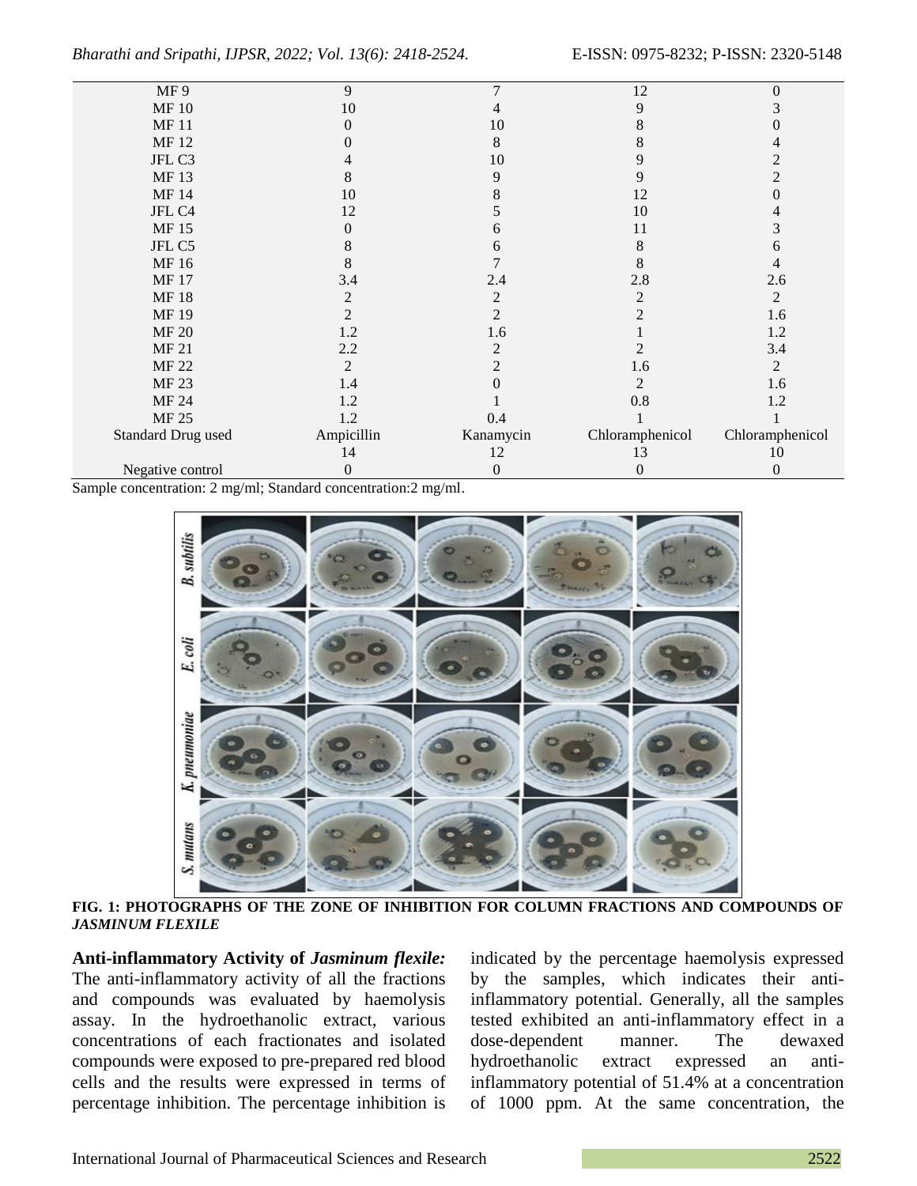| MF 9 | 9 | 7 | 12 | 0 |
|---|---|---|---|---|
| MF 10 | 10 | 4 | 9 | 3 |
| MF 11 | 0 | 10 | 8 | 0 |
| MF 12 | 0 | 8 | 8 | 4 |
| JFL C3 | 4 | 10 | 9 | 2 |
| MF 13 | 8 | 9 | 9 | 2 |
| MF 14 | 10 | 8 | 12 | 0 |
| JFL C4 | 12 | 5 | 10 | 4 |
| MF 15 | 0 | 6 | 11 | 3 |
| JFL C5 | 8 | 6 | 8 | 6 |
| MF 16 | 8 | 7 | 8 | 4 |
| MF 17 | 3.4 | 2.4 | 2.8 | 2.6 |
| MF 18 | 2 | 2 | 2 | 2 |
| MF 19 | 2 | 2 | 2 | 1.6 |
| MF 20 | 1.2 | 1.6 | 1 | 1.2 |
| MF 21 | 2.2 | 2 | 2 | 3.4 |
| MF 22 | 2 | 2 | 1.6 | 2 |
| MF 23 | 1.4 | 0 | 2 | 1.6 |
| MF 24 | 1.2 | 1 | 0.8 | 1.2 |
| MF 25 | 1.2 | 0.4 | 1 | 1 |
| Standard Drug used | Ampicillin | Kanamycin | Chloramphenicol | Chloramphenicol |
| | 14 | 12 | 13 | 10 |
| Negative control | 0 | 0 | 0 | 0 |

Sample concentration: 2 mg/ml; Standard concentration:2 mg/ml.

**FIG. 1: PHOTOGRAPHS OF THE ZONE OF INHIBITION FOR COLUMN FRACTIONS AND COMPOUNDS OF *JASMINUM FLEXILE***

**Anti-inflammatory Activity of *Jasminum flexile:*** The anti-inflammatory activity of all the fractions and compounds was evaluated by haemolysis assay. In the hydroethanolic extract, various concentrations of each fractionates and isolated compounds were exposed to pre-prepared red blood cells and the results were expressed in terms of percentage inhibition. The percentage inhibition is indicated by the percentage haemolysis expressed by the samples, which indicates their anti-inflammatory potential. Generally, all the samples tested exhibited an anti-inflammatory effect in a dose-dependent manner. The dewaxed hydroethanolic extract expressed an anti-inflammatory potential of 51.4% at a concentration of 1000 ppm. At the same concentration, the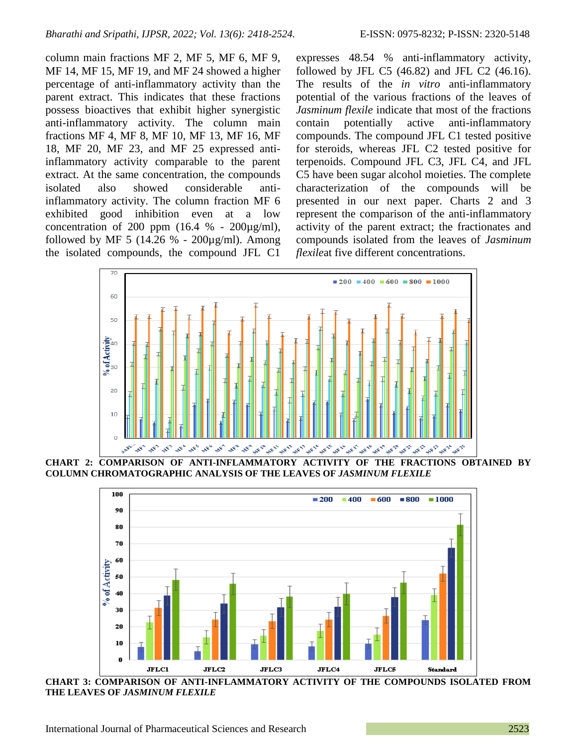column main fractions MF 2, MF 5, MF 6, MF 9, MF 14, MF 15, MF 19, and MF 24 showed a higher percentage of anti-inflammatory activity than the parent extract. This indicates that these fractions possess bioactives that exhibit higher synergistic anti-inflammatory activity. The column main fractions MF 4, MF 8, MF 10, MF 13, MF 16, MF 18, MF 20, MF 23, and MF 25 expressed anti-inflammatory activity comparable to the parent extract. At the same concentration, the compounds isolated also showed considerable anti-inflammatory activity. The column fraction MF 6 exhibited good inhibition even at a low concentration of 200 ppm (16.4 % - 200µg/ml), followed by MF 5 (14.26 % - 200µg/ml). Among the isolated compounds, the compound JFL C1 expresses 48.54 % anti-inflammatory activity, followed by JFL C5 (46.82) and JFL C2 (46.16). The results of the *in vitro* anti-inflammatory potential of the various fractions of the leaves of *Jasminum flexile* indicate that most of the fractions contain potentially active anti-inflammatory compounds. The compound JFL C1 tested positive for steroids, whereas JFL C2 tested positive for terpenoids. Compound JFL C3, JFL C4, and JFL C5 have been sugar alcohol moieties. The complete characterization of the compounds will be presented in our next paper. Charts 2 and 3 represent the comparison of the anti-inflammatory activity of the parent extract; the fractionates and compounds isolated from the leaves of *Jasminum flexile*at five different concentrations.

**CHART 2: COMPARISON OF ANTI-INFLAMMATORY ACTIVITY OF THE FRACTIONS OBTAINED BY COLUMN CHROMATOGRAPHIC ANALYSIS OF THE LEAVES OF *JASMINUM FLEXILE***

**CHART 3: COMPARISON OF ANTI-INFLAMMATORY ACTIVITY OF THE COMPOUNDS ISOLATED FROM THE LEAVES OF *JASMINUM FLEXILE***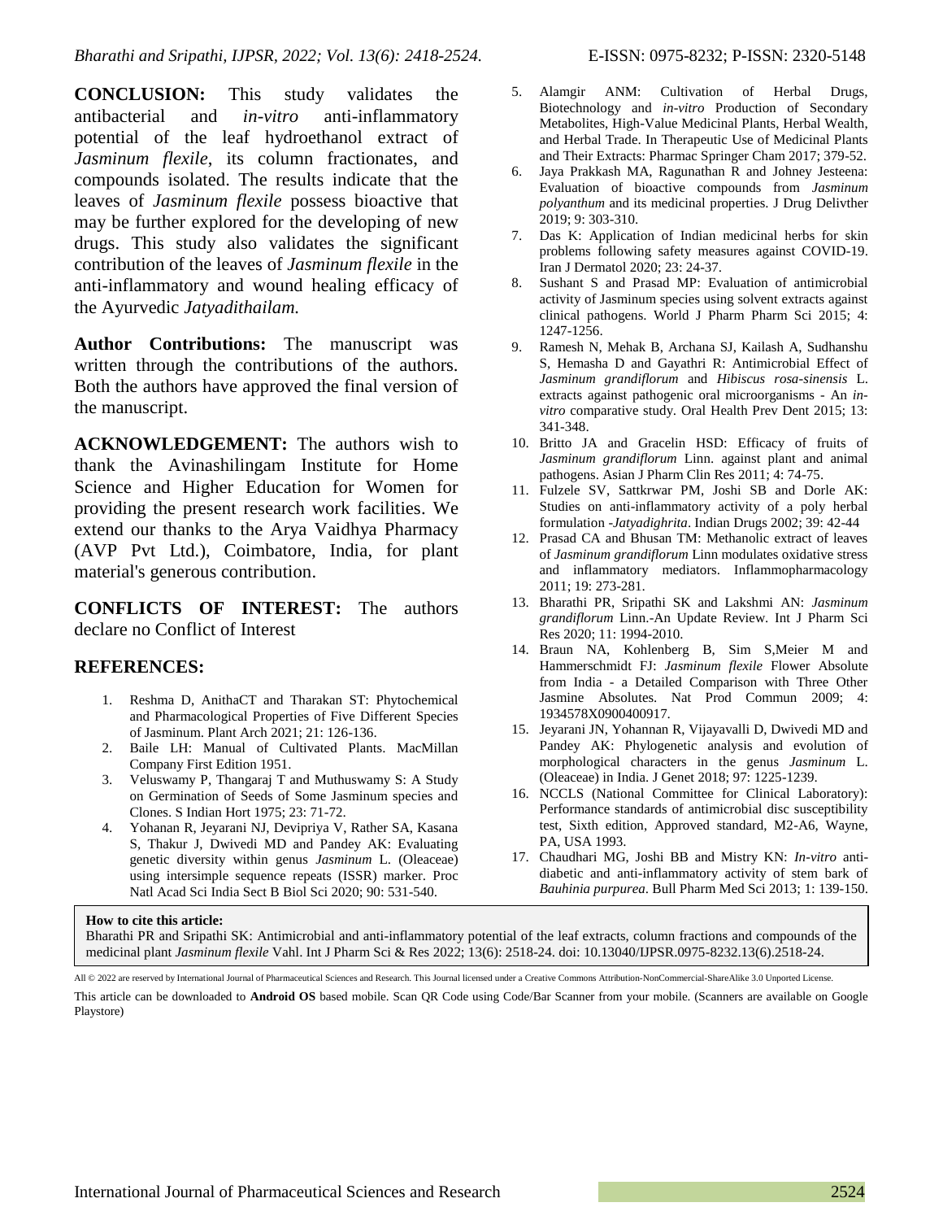**CONCLUSION:** This study validates the antibacterial and *in-vitro* anti-inflammatory potential of the leaf hydroethanol extract of *Jasminum flexile*, its column fractionates, and compounds isolated. The results indicate that the leaves of *Jasminum flexile* possess bioactive that may be further explored for the developing of new drugs. This study also validates the significant contribution of the leaves of *Jasminum flexile* in the anti-inflammatory and wound healing efficacy of the Ayurvedic *Jatyadithailam.*

**Author Contributions:** The manuscript was written through the contributions of the authors. Both the authors have approved the final version of the manuscript.

**ACKNOWLEDGEMENT:** The authors wish to thank the Avinashilingam Institute for Home Science and Higher Education for Women for providing the present research work facilities. We extend our thanks to the Arya Vaidhya Pharmacy (AVP Pvt Ltd.), Coimbatore, India, for plant material's generous contribution.

**CONFLICTS OF INTEREST:** The authors declare no Conflict of Interest

## REFERENCES:

1. Reshma D, AnithaCT and Tharakan ST: Phytochemical and Pharmacological Properties of Five Different Species of Jasminum. Plant Arch 2021; 21: 126-136.
2. Baile LH: Manual of Cultivated Plants. MacMillan Company First Edition 1951.
3. Veluswamy P, Thangaraj T and Muthuswamy S: A Study on Germination of Seeds of Some Jasminum species and Clones. S Indian Hort 1975; 23: 71-72.
4. Yohanan R, Jeyarani NJ, Devipriya V, Rather SA, Kasana S, Thakur J, Dwivedi MD and Pandey AK: Evaluating genetic diversity within genus *Jasminum* L. (Oleaceae) using intersimple sequence repeats (ISSR) marker. Proc Natl Acad Sci India Sect B Biol Sci 2020; 90: 531-540.
5. Alamgir ANM: Cultivation of Herbal Drugs, Biotechnology and *in-vitro* Production of Secondary Metabolites, High-Value Medicinal Plants, Herbal Wealth, and Herbal Trade. In Therapeutic Use of Medicinal Plants and Their Extracts: Pharmac Springer Cham 2017; 379-52.
6. Jaya Prakkash MA, Ragunathan R and Johney Jesteena: Evaluation of bioactive compounds from *Jasminum polyanthum* and its medicinal properties. J Drug Delivther 2019; 9: 303-310.
7. Das K: Application of Indian medicinal herbs for skin problems following safety measures against COVID-19. Iran J Dermatol 2020; 23: 24-37.
8. Sushant S and Prasad MP: Evaluation of antimicrobial activity of Jasminum species using solvent extracts against clinical pathogens. World J Pharm Pharm Sci 2015; 4: 1247-1256.
9. Ramesh N, Mehak B, Archana SJ, Kailash A, Sudhanshu S, Hemasha D and Gayathri R: Antimicrobial Effect of *Jasminum grandiflorum* and *Hibiscus rosa-sinensis* L. extracts against pathogenic oral microorganisms - An *in-vitro* comparative study. Oral Health Prev Dent 2015; 13: 341-348.
10. Britto JA and Gracelin HSD: Efficacy of fruits of *Jasminum grandiflorum* Linn. against plant and animal pathogens. Asian J Pharm Clin Res 2011; 4: 74-75.
11. Fulzele SV, Sattkrwar PM, Joshi SB and Dorle AK: Studies on anti-inflammatory activity of a poly herbal formulation -*Jatyadighrita*. Indian Drugs 2002; 39: 42-44
12. Prasad CA and Bhusan TM: Methanolic extract of leaves of *Jasminum grandiflorum* Linn modulates oxidative stress and inflammatory mediators. Inflammopharmacology 2011; 19: 273-281.
13. Bharathi PR, Sripathi SK and Lakshmi AN: *Jasminum grandiflorum* Linn.-An Update Review. Int J Pharm Sci Res 2020; 11: 1994-2010.
14. Braun NA, Kohlenberg B, Sim S,Meier M and Hammerschmidt FJ: *Jasminum flexile* Flower Absolute from India - a Detailed Comparison with Three Other Jasmine Absolutes. Nat Prod Commun 2009; 4: 1934578X0900400917.
15. Jeyarani JN, Yohannan R, Vijayavalli D, Dwivedi MD and Pandey AK: Phylogenetic analysis and evolution of morphological characters in the genus *Jasminum* L. (Oleaceae) in India. J Genet 2018; 97: 1225-1239.
16. NCCLS (National Committee for Clinical Laboratory): Performance standards of antimicrobial disc susceptibility test, Sixth edition, Approved standard, M2-A6, Wayne, PA, USA 1993.
17. Chaudhari MG, Joshi BB and Mistry KN: *In-vitro* anti-diabetic and anti-inflammatory activity of stem bark of *Bauhinia purpurea*. Bull Pharm Med Sci 2013; 1: 139-150.

**How to cite this article:**
Bharathi PR and Sripathi SK: Antimicrobial and anti-inflammatory potential of the leaf extracts, column fractions and compounds of the medicinal plant *Jasminum flexile* Vahl. Int J Pharm Sci & Res 2022; 13(6): 2518-24. doi: 10.13040/IJPSR.0975-8232.13(6).2518-24.

All © 2022 are reserved by International Journal of Pharmaceutical Sciences and Research. This Journal licensed under a Creative Commons Attribution-NonCommercial-ShareAlike 3.0 Unported License.

This article can be downloaded to **Android OS** based mobile. Scan QR Code using Code/Bar Scanner from your mobile. (Scanners are available on Google Playstore)